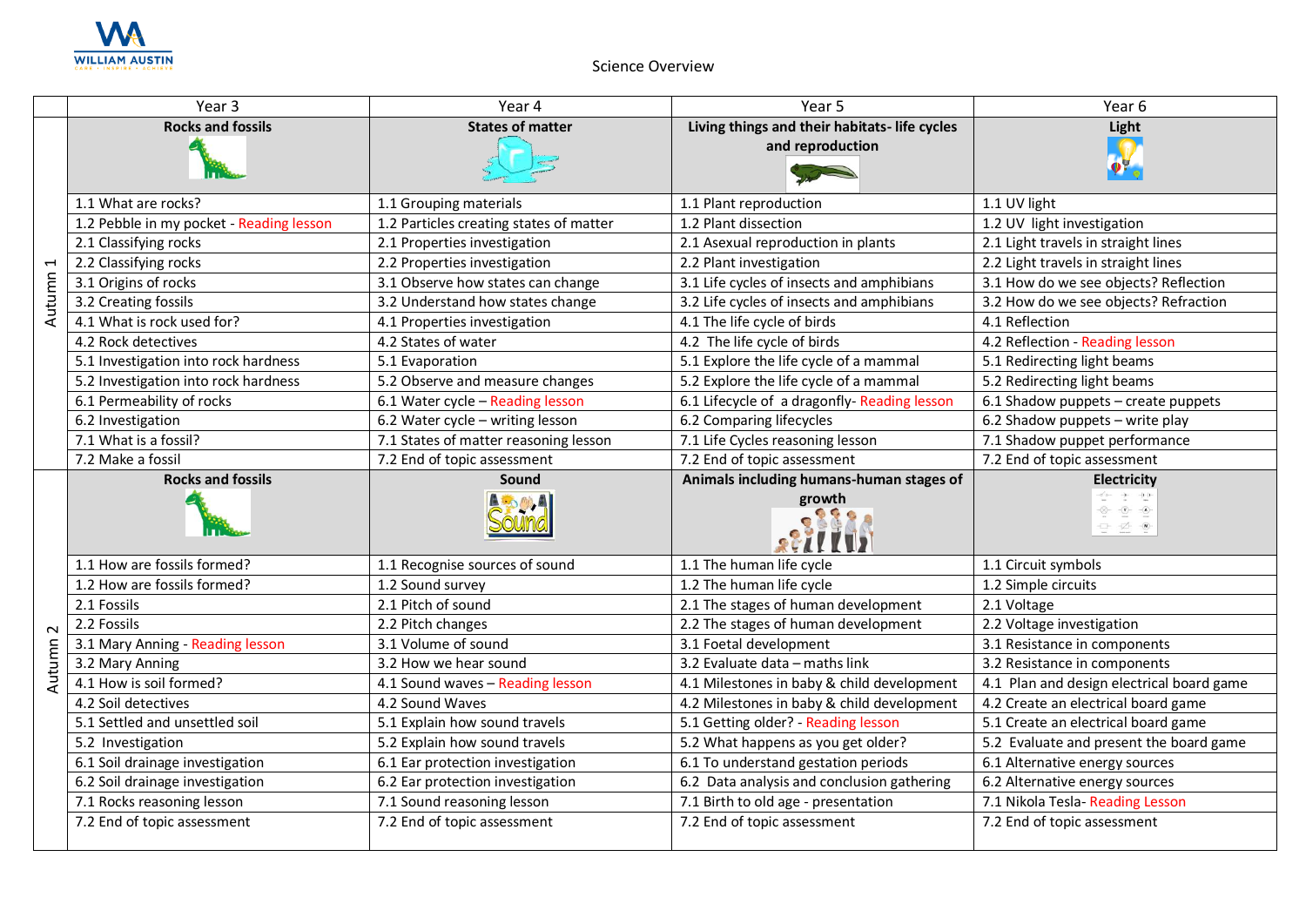# Science Overview

| | Year 3 | Year 4 | Year 5 | Year 6 |
|---|---|---|---|---|
| Autumn 1 | **Rocks and fossils** | **States of matter** | **Living things and their habitats- life cycles and reproduction** | **Light** |
| | 1.1 What are rocks? | 1.1 Grouping materials | 1.1 Plant reproduction | 1.1 UV light |
| | 1.2 Pebble in my pocket - Reading lesson | 1.2 Particles creating states of matter | 1.2 Plant dissection | 1.2 UV light investigation |
| | 2.1 Classifying rocks | 2.1 Properties investigation | 2.1 Asexual reproduction in plants | 2.1 Light travels in straight lines |
| | 2.2 Classifying rocks | 2.2 Properties investigation | 2.2 Plant investigation | 2.2 Light travels in straight lines |
| | 3.1 Origins of rocks | 3.1 Observe how states can change | 3.1 Life cycles of insects and amphibians | 3.1 How do we see objects? Reflection |
| | 3.2 Creating fossils | 3.2 Understand how states change | 3.2 Life cycles of insects and amphibians | 3.2 How do we see objects? Refraction |
| | 4.1 What is rock used for? | 4.1 Properties investigation | 4.1 The life cycle of birds | 4.1 Reflection |
| | 4.2 Rock detectives | 4.2 States of water | 4.2 The life cycle of birds | 4.2 Reflection - Reading lesson |
| | 5.1 Investigation into rock hardness | 5.1 Evaporation | 5.1 Explore the life cycle of a mammal | 5.1 Redirecting light beams |
| | 5.2 Investigation into rock hardness | 5.2 Observe and measure changes | 5.2 Explore the life cycle of a mammal | 5.2 Redirecting light beams |
| | 6.1 Permeability of rocks | 6.1 Water cycle – Reading lesson | 6.1 Lifecycle of a dragonfly- Reading lesson | 6.1 Shadow puppets – create puppets |
| | 6.2 Investigation | 6.2 Water cycle – writing lesson | 6.2 Comparing lifecycles | 6.2 Shadow puppets – write play |
| | 7.1 What is a fossil? | 7.1 States of matter reasoning lesson | 7.1 Life Cycles reasoning lesson | 7.1 Shadow puppet performance |
| | 7.2 Make a fossil | 7.2 End of topic assessment | 7.2 End of topic assessment | 7.2 End of topic assessment |
| Autumn 2 | **Rocks and fossils** | **Sound** | **Animals including humans-human stages of growth** | **Electricity** |
| | 1.1 How are fossils formed? | 1.1 Recognise sources of sound | 1.1 The human life cycle | 1.1 Circuit symbols |
| | 1.2 How are fossils formed? | 1.2 Sound survey | 1.2 The human life cycle | 1.2 Simple circuits |
| | 2.1 Fossils | 2.1 Pitch of sound | 2.1 The stages of human development | 2.1 Voltage |
| | 2.2 Fossils | 2.2 Pitch changes | 2.2 The stages of human development | 2.2 Voltage investigation |
| | 3.1 Mary Anning - Reading lesson | 3.1 Volume of sound | 3.1 Foetal development | 3.1 Resistance in components |
| | 3.2 Mary Anning | 3.2 How we hear sound | 3.2 Evaluate data – maths link | 3.2 Resistance in components |
| | 4.1 How is soil formed? | 4.1 Sound waves – Reading lesson | 4.1 Milestones in baby & child development | 4.1 Plan and design electrical board game |
| | 4.2 Soil detectives | 4.2 Sound Waves | 4.2 Milestones in baby & child development | 4.2 Create an electrical board game |
| | 5.1 Settled and unsettled soil | 5.1 Explain how sound travels | 5.1 Getting older? - Reading lesson | 5.1 Create an electrical board game |
| | 5.2 Investigation | 5.2 Explain how sound travels | 5.2 What happens as you get older? | 5.2 Evaluate and present the board game |
| | 6.1 Soil drainage investigation | 6.1 Ear protection investigation | 6.1 To understand gestation periods | 6.1 Alternative energy sources |
| | 6.2 Soil drainage investigation | 6.2 Ear protection investigation | 6.2 Data analysis and conclusion gathering | 6.2 Alternative energy sources |
| | 7.1 Rocks reasoning lesson | 7.1 Sound reasoning lesson | 7.1 Birth to old age - presentation | 7.1 Nikola Tesla- Reading Lesson |
| | 7.2 End of topic assessment | 7.2 End of topic assessment | 7.2 End of topic assessment | 7.2 End of topic assessment |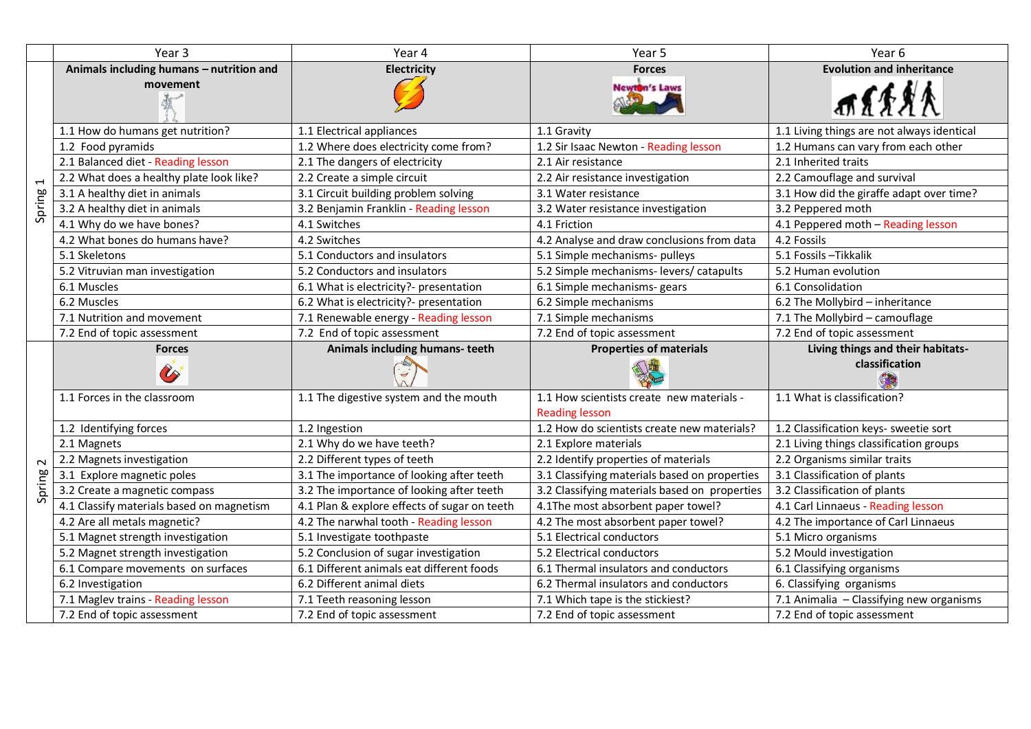| | Year 3 | Year 4 | Year 5 | Year 6 |
|---|---|---|---|---|
| Spring 1 | **Animals including humans – nutrition and movement** | **Electricity** | **Forces** | **Evolution and inheritance** |
| | 1.1 How do humans get nutrition? | 1.1 Electrical appliances | 1.1 Gravity | 1.1 Living things are not always identical |
| | 1.2 Food pyramids | 1.2 Where does electricity come from? | 1.2 Sir Isaac Newton - Reading lesson | 1.2 Humans can vary from each other |
| | 2.1 Balanced diet - Reading lesson | 2.1 The dangers of electricity | 2.1 Air resistance | 2.1 Inherited traits |
| | 2.2 What does a healthy plate look like? | 2.2 Create a simple circuit | 2.2 Air resistance investigation | 2.2 Camouflage and survival |
| | 3.1 A healthy diet in animals | 3.1 Circuit building problem solving | 3.1 Water resistance | 3.1 How did the giraffe adapt over time? |
| | 3.2 A healthy diet in animals | 3.2 Benjamin Franklin - Reading lesson | 3.2 Water resistance investigation | 3.2 Peppered moth |
| | 4.1 Why do we have bones? | 4.1 Switches | 4.1 Friction | 4.1 Peppered moth – Reading lesson |
| | 4.2 What bones do humans have? | 4.2 Switches | 4.2 Analyse and draw conclusions from data | 4.2 Fossils |
| | 5.1 Skeletons | 5.1 Conductors and insulators | 5.1 Simple mechanisms- pulleys | 5.1 Fossils –Tikkalik |
| | 5.2 Vitruvian man investigation | 5.2 Conductors and insulators | 5.2 Simple mechanisms- levers/ catapults | 5.2 Human evolution |
| | 6.1 Muscles | 6.1 What is electricity?- presentation | 6.1 Simple mechanisms- gears | 6.1 Consolidation |
| | 6.2 Muscles | 6.2 What is electricity?- presentation | 6.2 Simple mechanisms | 6.2 The Mollybird – inheritance |
| | 7.1 Nutrition and movement | 7.1 Renewable energy - Reading lesson | 7.1 Simple mechanisms | 7.1 The Mollybird – camouflage |
| | 7.2 End of topic assessment | 7.2 End of topic assessment | 7.2 End of topic assessment | 7.2 End of topic assessment |
| Spring 2 | **Forces** | **Animals including humans- teeth** | **Properties of materials** | **Living things and their habitats- classification** |
| | 1.1 Forces in the classroom | 1.1 The digestive system and the mouth | 1.1 How scientists create new materials - Reading lesson | 1.1 What is classification? |
| | 1.2 Identifying forces | 1.2 Ingestion | 1.2 How do scientists create new materials? | 1.2 Classification keys- sweetie sort |
| | 2.1 Magnets | 2.1 Why do we have teeth? | 2.1 Explore materials | 2.1 Living things classification groups |
| | 2.2 Magnets investigation | 2.2 Different types of teeth | 2.2 Identify properties of materials | 2.2 Organisms similar traits |
| | 3.1 Explore magnetic poles | 3.1 The importance of looking after teeth | 3.1 Classifying materials based on properties | 3.1 Classification of plants |
| | 3.2 Create a magnetic compass | 3.2 The importance of looking after teeth | 3.2 Classifying materials based on properties | 3.2 Classification of plants |
| | 4.1 Classify materials based on magnetism | 4.1 Plan & explore effects of sugar on teeth | 4.1The most absorbent paper towel? | 4.1 Carl Linnaeus - Reading lesson |
| | 4.2 Are all metals magnetic? | 4.2 The narwhal tooth - Reading lesson | 4.2 The most absorbent paper towel? | 4.2 The importance of Carl Linnaeus |
| | 5.1 Magnet strength investigation | 5.1 Investigate toothpaste | 5.1 Electrical conductors | 5.1 Micro organisms |
| | 5.2 Magnet strength investigation | 5.2 Conclusion of sugar investigation | 5.2 Electrical conductors | 5.2 Mould investigation |
| | 6.1 Compare movements on surfaces | 6.1 Different animals eat different foods | 6.1 Thermal insulators and conductors | 6.1 Classifying organisms |
| | 6.2 Investigation | 6.2 Different animal diets | 6.2 Thermal insulators and conductors | 6. Classifying organisms |
| | 7.1 Maglev trains - Reading lesson | 7.1 Teeth reasoning lesson | 7.1 Which tape is the stickiest? | 7.1 Animalia – Classifying new organisms |
| | 7.2 End of topic assessment | 7.2 End of topic assessment | 7.2 End of topic assessment | 7.2 End of topic assessment |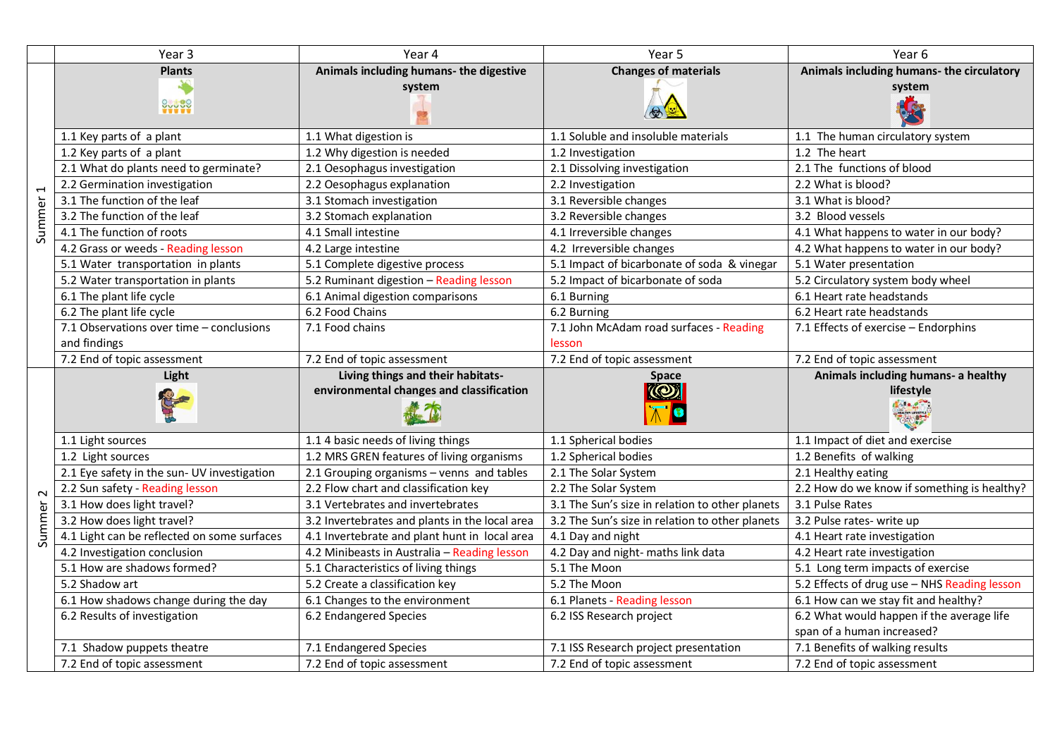| | Year 3 | Year 4 | Year 5 | Year 6 |
|---|---|---|---|---|
| Summer 1 | **Plants** | **Animals including humans- the digestive system** | **Changes of materials** | **Animals including humans- the circulatory system** |
| | 1.1 Key parts of a plant | 1.1 What digestion is | 1.1 Soluble and insoluble materials | 1.1 The human circulatory system |
| | 1.2 Key parts of a plant | 1.2 Why digestion is needed | 1.2 Investigation | 1.2 The heart |
| | 2.1 What do plants need to germinate? | 2.1 Oesophagus investigation | 2.1 Dissolving investigation | 2.1 The functions of blood |
| | 2.2 Germination investigation | 2.2 Oesophagus explanation | 2.2 Investigation | 2.2 What is blood? |
| | 3.1 The function of the leaf | 3.1 Stomach investigation | 3.1 Reversible changes | 3.1 What is blood? |
| | 3.2 The function of the leaf | 3.2 Stomach explanation | 3.2 Reversible changes | 3.2 Blood vessels |
| | 4.1 The function of roots | 4.1 Small intestine | 4.1 Irreversible changes | 4.1 What happens to water in our body? |
| | 4.2 Grass or weeds - Reading lesson | 4.2 Large intestine | 4.2 Irreversible changes | 4.2 What happens to water in our body? |
| | 5.1 Water transportation in plants | 5.1 Complete digestive process | 5.1 Impact of bicarbonate of soda & vinegar | 5.1 Water presentation |
| | 5.2 Water transportation in plants | 5.2 Ruminant digestion – Reading lesson | 5.2 Impact of bicarbonate of soda | 5.2 Circulatory system body wheel |
| | 6.1 The plant life cycle | 6.1 Animal digestion comparisons | 6.1 Burning | 6.1 Heart rate headstands |
| | 6.2 The plant life cycle | 6.2 Food Chains | 6.2 Burning | 6.2 Heart rate headstands |
| | 7.1 Observations over time – conclusions and findings | 7.1 Food chains | 7.1 John McAdam road surfaces - Reading lesson | 7.1 Effects of exercise – Endorphins |
| | 7.2 End of topic assessment | 7.2 End of topic assessment | 7.2 End of topic assessment | 7.2 End of topic assessment |
| Summer 2 | **Light** | **Living things and their habitats- environmental changes and classification** | **Space** | **Animals including humans- a healthy lifestyle** |
| | 1.1 Light sources | 1.1 4 basic needs of living things | 1.1 Spherical bodies | 1.1 Impact of diet and exercise |
| | 1.2 Light sources | 1.2 MRS GREN features of living organisms | 1.2 Spherical bodies | 1.2 Benefits of walking |
| | 2.1 Eye safety in the sun- UV investigation | 2.1 Grouping organisms – venns and tables | 2.1 The Solar System | 2.1 Healthy eating |
| | 2.2 Sun safety - Reading lesson | 2.2 Flow chart and classification key | 2.2 The Solar System | 2.2 How do we know if something is healthy? |
| | 3.1 How does light travel? | 3.1 Vertebrates and invertebrates | 3.1 The Sun's size in relation to other planets | 3.1 Pulse Rates |
| | 3.2 How does light travel? | 3.2 Invertebrates and plants in the local area | 3.2 The Sun's size in relation to other planets | 3.2 Pulse rates- write up |
| | 4.1 Light can be reflected on some surfaces | 4.1 Invertebrate and plant hunt in local area | 4.1 Day and night | 4.1 Heart rate investigation |
| | 4.2 Investigation conclusion | 4.2 Minibeasts in Australia – Reading lesson | 4.2 Day and night- maths link data | 4.2 Heart rate investigation |
| | 5.1 How are shadows formed? | 5.1 Characteristics of living things | 5.1 The Moon | 5.1 Long term impacts of exercise |
| | 5.2 Shadow art | 5.2 Create a classification key | 5.2 The Moon | 5.2 Effects of drug use – NHS Reading lesson |
| | 6.1 How shadows change during the day | 6.1 Changes to the environment | 6.1 Planets - Reading lesson | 6.1 How can we stay fit and healthy? |
| | 6.2 Results of investigation | 6.2 Endangered Species | 6.2 ISS Research project | 6.2 What would happen if the average life span of a human increased? |
| | 7.1 Shadow puppets theatre | 7.1 Endangered Species | 7.1 ISS Research project presentation | 7.1 Benefits of walking results |
| | 7.2 End of topic assessment | 7.2 End of topic assessment | 7.2 End of topic assessment | 7.2 End of topic assessment |